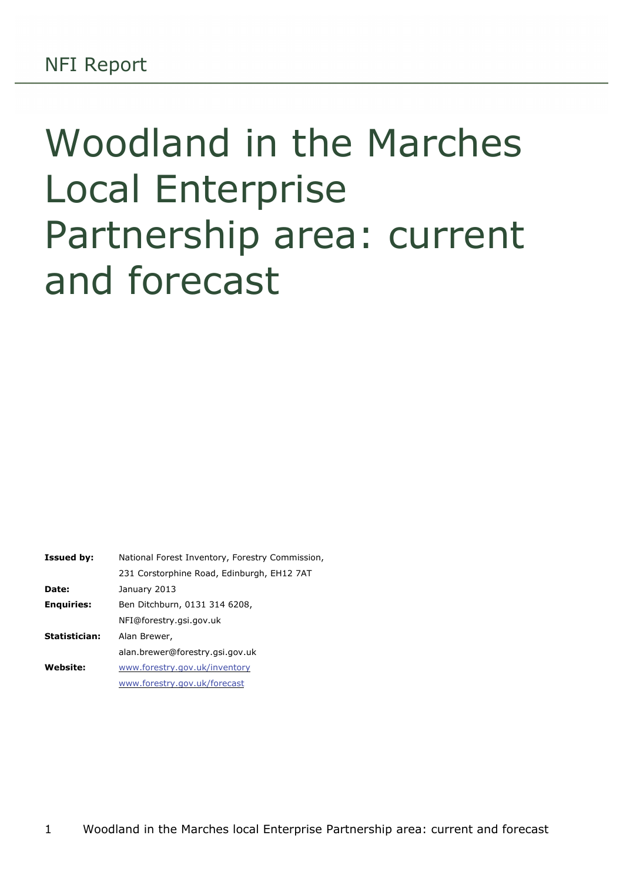NFI Report

# Woodland in the Marches Local Enterprise Partnership area: current and forecast

| | |
|---|---|
| **Issued by:** | National Forest Inventory, Forestry Commission, 231 Corstorphine Road, Edinburgh, EH12 7AT |
| **Date:** | January 2013 |
| **Enquiries:** | Ben Ditchburn, 0131 314 6208, NFI@forestry.gsi.gov.uk |
| **Statistician:** | Alan Brewer, alan.brewer@forestry.gsi.gov.uk |
| **Website:** | [www.forestry.gov.uk/inventory](www.forestry.gov.uk/inventory) [www.forestry.gov.uk/forecast](www.forestry.gov.uk/forecast) |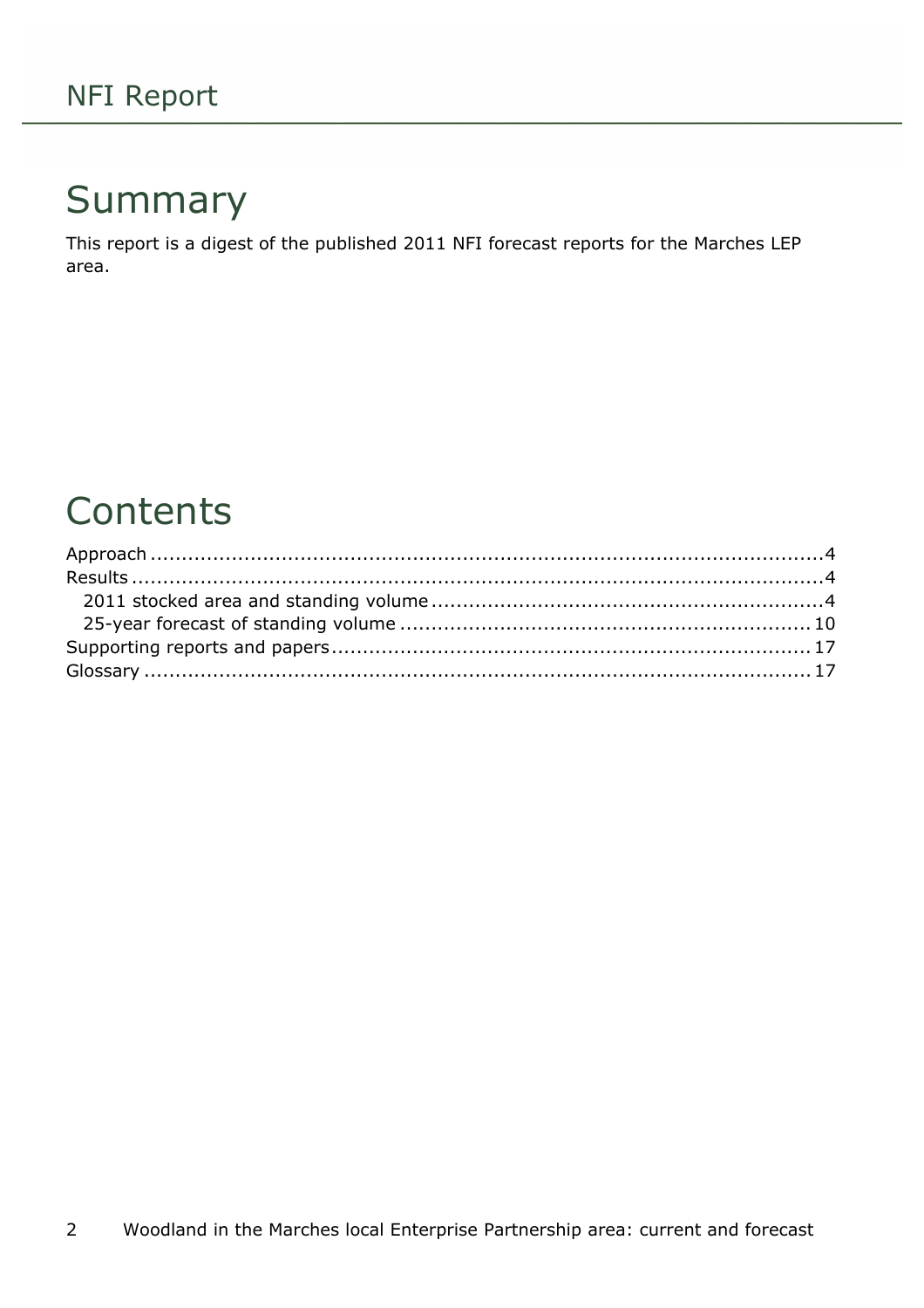# Summary

This report is a digest of the published 2011 NFI forecast reports for the Marches LEP area.

# Contents

Approach ..........4
Results ..........4
  2011 stocked area and standing volume ..........4
  25-year forecast of standing volume ..........10
Supporting reports and papers ..........17
Glossary ..........17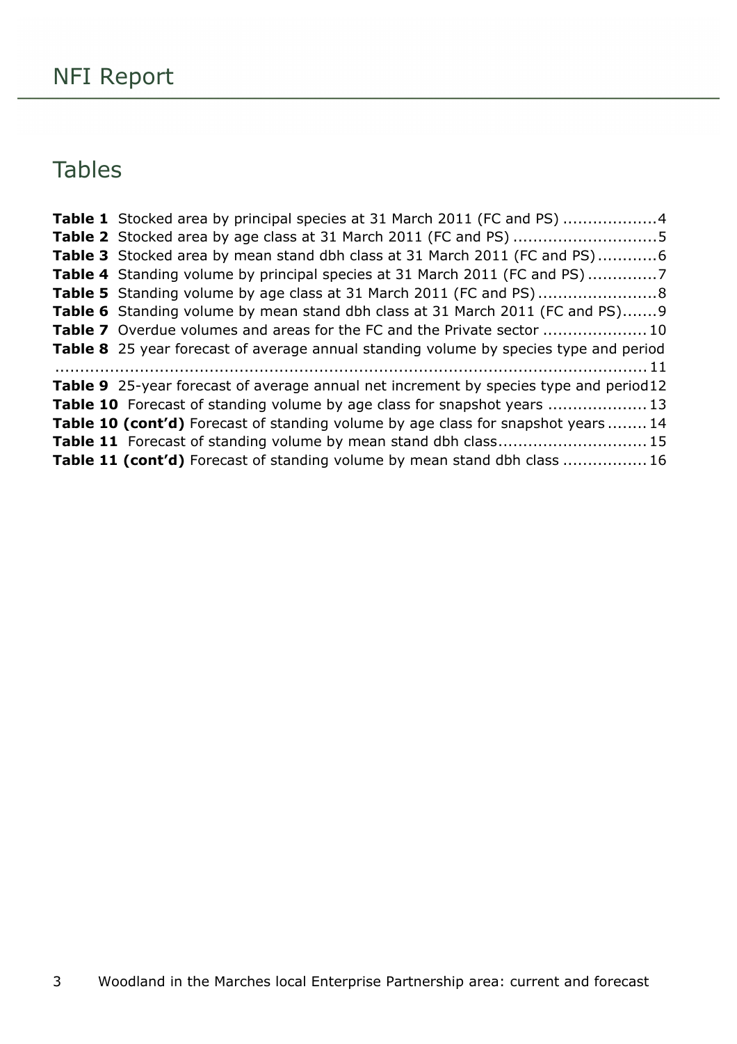# Tables

**Table 1** Stocked area by principal species at 31 March 2011 (FC and PS) ..................4
**Table 2** Stocked area by age class at 31 March 2011 (FC and PS) ............................5
**Table 3** Stocked area by mean stand dbh class at 31 March 2011 (FC and PS)...........6
**Table 4** Standing volume by principal species at 31 March 2011 (FC and PS).............7
**Table 5** Standing volume by age class at 31 March 2011 (FC and PS)........................8
**Table 6** Standing volume by mean stand dbh class at 31 March 2011 (FC and PS).......9
**Table 7** Overdue volumes and areas for the FC and the Private sector ....................10
**Table 8** 25 year forecast of average annual standing volume by species type and period ..........11
**Table 9** 25-year forecast of average annual net increment by species type and period12
**Table 10** Forecast of standing volume by age class for snapshot years ....................13
**Table 10 (cont'd)** Forecast of standing volume by age class for snapshot years........14
**Table 11** Forecast of standing volume by mean stand dbh class.............................15
**Table 11 (cont'd)** Forecast of standing volume by mean stand dbh class ................16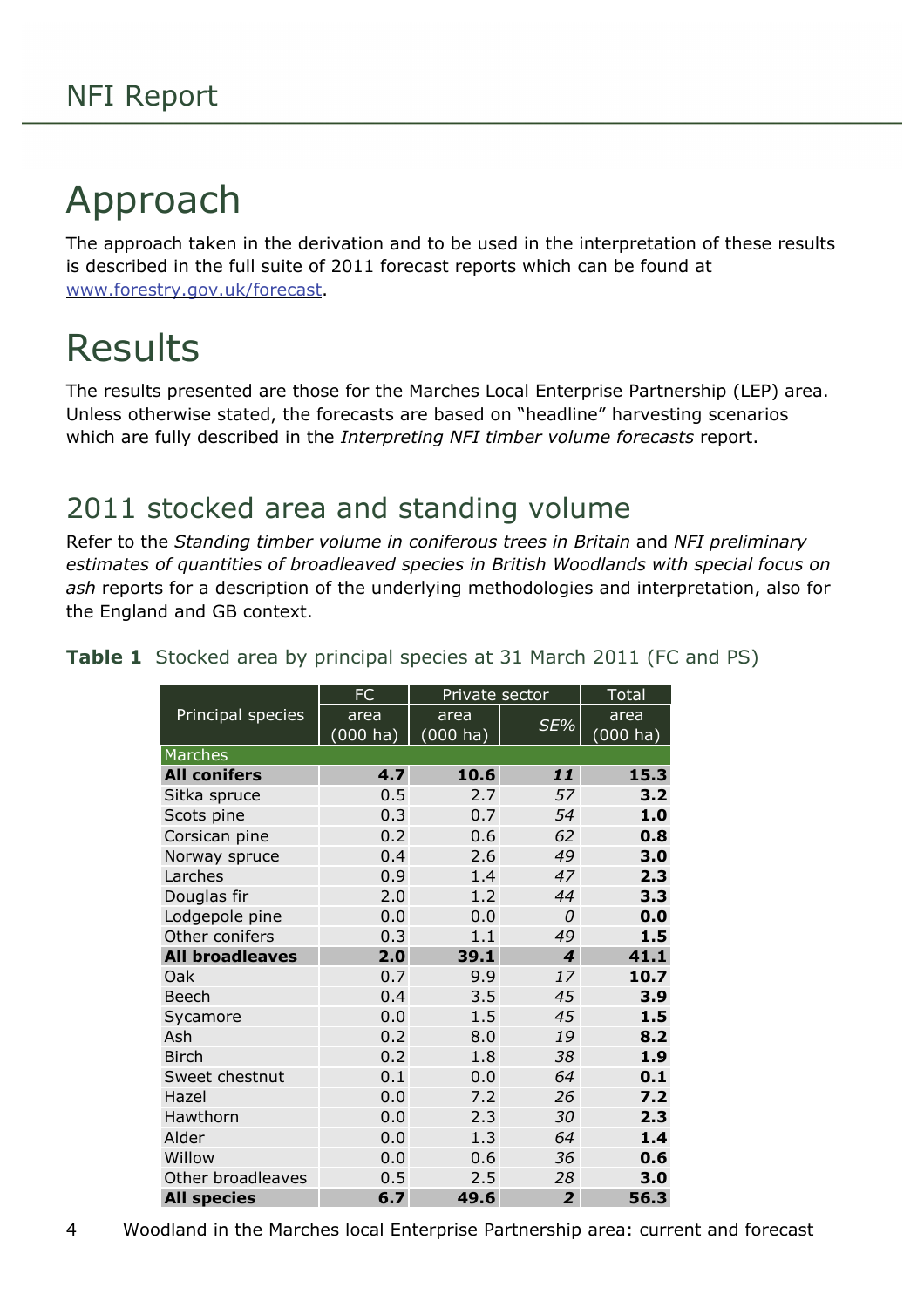# Approach

The approach taken in the derivation and to be used in the interpretation of these results is described in the full suite of 2011 forecast reports which can be found at www.forestry.gov.uk/forecast.

# Results

The results presented are those for the Marches Local Enterprise Partnership (LEP) area. Unless otherwise stated, the forecasts are based on "headline" harvesting scenarios which are fully described in the *Interpreting NFI timber volume forecasts* report.

## 2011 stocked area and standing volume

Refer to the *Standing timber volume in coniferous trees in Britain* and *NFI preliminary estimates of quantities of broadleaved species in British Woodlands with special focus on ash* reports for a description of the underlying methodologies and interpretation, also for the England and GB context.

**Table 1** Stocked area by principal species at 31 March 2011 (FC and PS)

| Principal species | FC | Private sector | | Total |
|---|---|---|---|---|
| | area (000 ha) | area (000 ha) | *SE%* | area (000 ha) |
| Marches | | | | |
| **All conifers** | **4.7** | **10.6** | ***11*** | **15.3** |
| Sitka spruce | 0.5 | 2.7 | *57* | **3.2** |
| Scots pine | 0.3 | 0.7 | *54* | **1.0** |
| Corsican pine | 0.2 | 0.6 | *62* | **0.8** |
| Norway spruce | 0.4 | 2.6 | *49* | **3.0** |
| Larches | 0.9 | 1.4 | *47* | **2.3** |
| Douglas fir | 2.0 | 1.2 | *44* | **3.3** |
| Lodgepole pine | 0.0 | 0.0 | *0* | **0.0** |
| Other conifers | 0.3 | 1.1 | *49* | **1.5** |
| **All broadleaves** | **2.0** | **39.1** | ***4*** | **41.1** |
| Oak | 0.7 | 9.9 | *17* | **10.7** |
| Beech | 0.4 | 3.5 | *45* | **3.9** |
| Sycamore | 0.0 | 1.5 | *45* | **1.5** |
| Ash | 0.2 | 8.0 | *19* | **8.2** |
| Birch | 0.2 | 1.8 | *38* | **1.9** |
| Sweet chestnut | 0.1 | 0.0 | *64* | **0.1** |
| Hazel | 0.0 | 7.2 | *26* | **7.2** |
| Hawthorn | 0.0 | 2.3 | *30* | **2.3** |
| Alder | 0.0 | 1.3 | *64* | **1.4** |
| Willow | 0.0 | 0.6 | *36* | **0.6** |
| Other broadleaves | 0.5 | 2.5 | *28* | **3.0** |
| **All species** | **6.7** | **49.6** | ***2*** | **56.3** |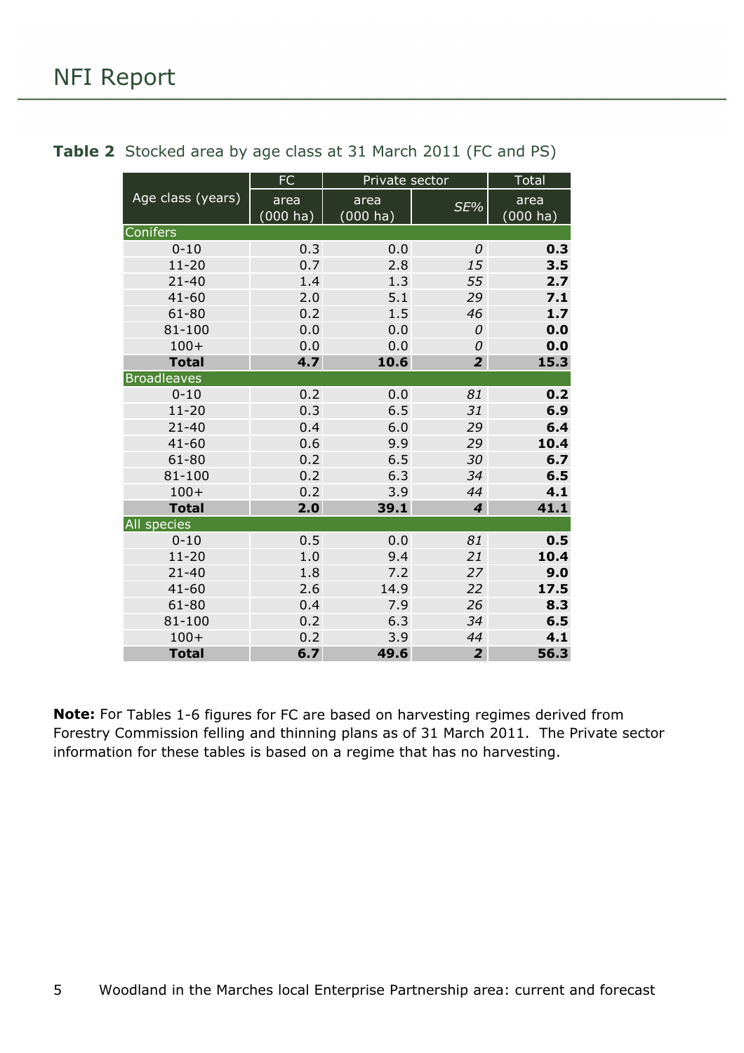**Table 2** Stocked area by age class at 31 March 2011 (FC and PS)

| Age class (years) | FC | Private sector | | Total |
|---|---|---|---|---|
| | area (000 ha) | area (000 ha) | *SE%* | area (000 ha) |
| **Conifers** | | | | |
| 0-10 | 0.3 | 0.0 | *0* | **0.3** |
| 11-20 | 0.7 | 2.8 | *15* | **3.5** |
| 21-40 | 1.4 | 1.3 | *55* | **2.7** |
| 41-60 | 2.0 | 5.1 | *29* | **7.1** |
| 61-80 | 0.2 | 1.5 | *46* | **1.7** |
| 81-100 | 0.0 | 0.0 | *0* | **0.0** |
| 100+ | 0.0 | 0.0 | *0* | **0.0** |
| **Total** | **4.7** | **10.6** | ***2*** | **15.3** |
| **Broadleaves** | | | | |
| 0-10 | 0.2 | 0.0 | *81* | **0.2** |
| 11-20 | 0.3 | 6.5 | *31* | **6.9** |
| 21-40 | 0.4 | 6.0 | *29* | **6.4** |
| 41-60 | 0.6 | 9.9 | *29* | **10.4** |
| 61-80 | 0.2 | 6.5 | *30* | **6.7** |
| 81-100 | 0.2 | 6.3 | *34* | **6.5** |
| 100+ | 0.2 | 3.9 | *44* | **4.1** |
| **Total** | **2.0** | **39.1** | ***4*** | **41.1** |
| **All species** | | | | |
| 0-10 | 0.5 | 0.0 | *81* | **0.5** |
| 11-20 | 1.0 | 9.4 | *21* | **10.4** |
| 21-40 | 1.8 | 7.2 | *27* | **9.0** |
| 41-60 | 2.6 | 14.9 | *22* | **17.5** |
| 61-80 | 0.4 | 7.9 | *26* | **8.3** |
| 81-100 | 0.2 | 6.3 | *34* | **6.5** |
| 100+ | 0.2 | 3.9 | *44* | **4.1** |
| **Total** | **6.7** | **49.6** | ***2*** | **56.3** |

**Note:** For Tables 1-6 figures for FC are based on harvesting regimes derived from Forestry Commission felling and thinning plans as of 31 March 2011. The Private sector information for these tables is based on a regime that has no harvesting.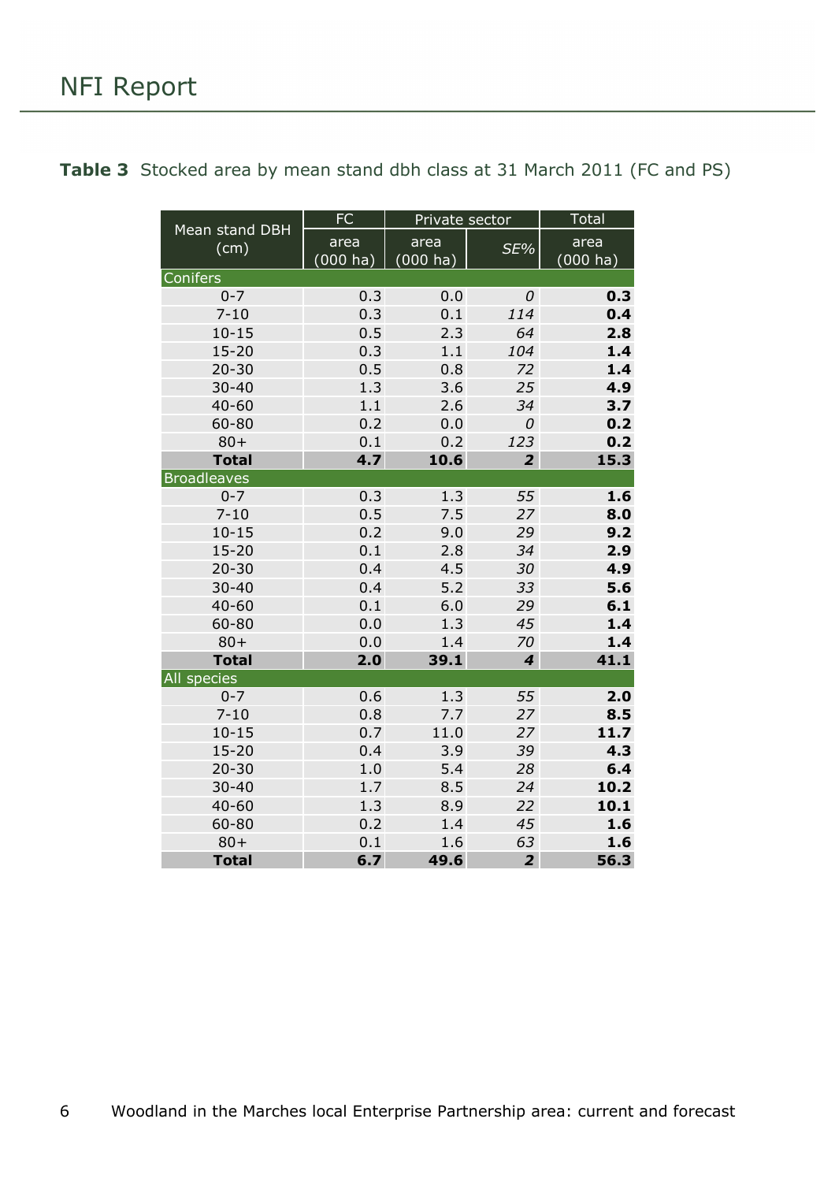**Table 3** Stocked area by mean stand dbh class at 31 March 2011 (FC and PS)

| Mean stand DBH (cm) | FC | Private sector | | Total |
|---|---|---|---|---|
| | area (000 ha) | area (000 ha) | *SE%* | area (000 ha) |
| Conifers | | | | |
| 0-7 | 0.3 | 0.0 | *0* | **0.3** |
| 7-10 | 0.3 | 0.1 | *114* | **0.4** |
| 10-15 | 0.5 | 2.3 | *64* | **2.8** |
| 15-20 | 0.3 | 1.1 | *104* | **1.4** |
| 20-30 | 0.5 | 0.8 | *72* | **1.4** |
| 30-40 | 1.3 | 3.6 | *25* | **4.9** |
| 40-60 | 1.1 | 2.6 | *34* | **3.7** |
| 60-80 | 0.2 | 0.0 | *0* | **0.2** |
| 80+ | 0.1 | 0.2 | *123* | **0.2** |
| **Total** | **4.7** | **10.6** | ***2*** | **15.3** |
| Broadleaves | | | | |
| 0-7 | 0.3 | 1.3 | *55* | **1.6** |
| 7-10 | 0.5 | 7.5 | *27* | **8.0** |
| 10-15 | 0.2 | 9.0 | *29* | **9.2** |
| 15-20 | 0.1 | 2.8 | *34* | **2.9** |
| 20-30 | 0.4 | 4.5 | *30* | **4.9** |
| 30-40 | 0.4 | 5.2 | *33* | **5.6** |
| 40-60 | 0.1 | 6.0 | *29* | **6.1** |
| 60-80 | 0.0 | 1.3 | *45* | **1.4** |
| 80+ | 0.0 | 1.4 | *70* | **1.4** |
| **Total** | **2.0** | **39.1** | ***4*** | **41.1** |
| All species | | | | |
| 0-7 | 0.6 | 1.3 | *55* | **2.0** |
| 7-10 | 0.8 | 7.7 | *27* | **8.5** |
| 10-15 | 0.7 | 11.0 | *27* | **11.7** |
| 15-20 | 0.4 | 3.9 | *39* | **4.3** |
| 20-30 | 1.0 | 5.4 | *28* | **6.4** |
| 30-40 | 1.7 | 8.5 | *24* | **10.2** |
| 40-60 | 1.3 | 8.9 | *22* | **10.1** |
| 60-80 | 0.2 | 1.4 | *45* | **1.6** |
| 80+ | 0.1 | 1.6 | *63* | **1.6** |
| **Total** | **6.7** | **49.6** | ***2*** | **56.3** |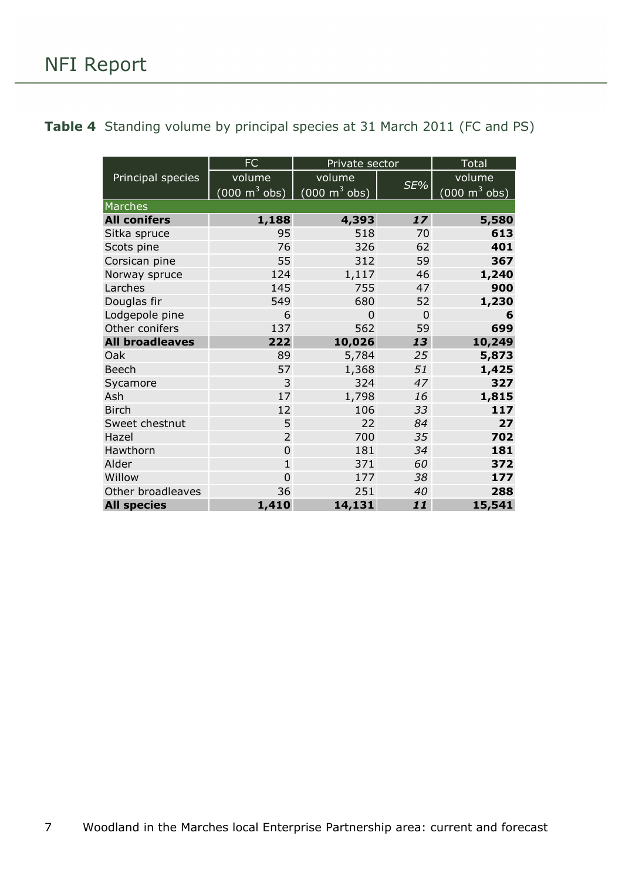**Table 4** Standing volume by principal species at 31 March 2011 (FC and PS)

| Principal species | FC | Private sector | | Total |
|---|---|---|---|---|
| | volume (000 $m^3$ obs) | volume (000 $m^3$ obs) | *SE%* | volume (000 $m^3$ obs) |
| Marches | | | | |
| **All conifers** | **1,188** | **4,393** | ***17*** | **5,580** |
| Sitka spruce | 95 | 518 | 70 | **613** |
| Scots pine | 76 | 326 | 62 | **401** |
| Corsican pine | 55 | 312 | 59 | **367** |
| Norway spruce | 124 | 1,117 | 46 | **1,240** |
| Larches | 145 | 755 | 47 | **900** |
| Douglas fir | 549 | 680 | 52 | **1,230** |
| Lodgepole pine | 6 | 0 | 0 | **6** |
| Other conifers | 137 | 562 | 59 | **699** |
| **All broadleaves** | **222** | **10,026** | ***13*** | **10,249** |
| Oak | 89 | 5,784 | *25* | **5,873** |
| Beech | 57 | 1,368 | *51* | **1,425** |
| Sycamore | 3 | 324 | *47* | **327** |
| Ash | 17 | 1,798 | *16* | **1,815** |
| Birch | 12 | 106 | *33* | **117** |
| Sweet chestnut | 5 | 22 | *84* | **27** |
| Hazel | 2 | 700 | *35* | **702** |
| Hawthorn | 0 | 181 | *34* | **181** |
| Alder | 1 | 371 | *60* | **372** |
| Willow | 0 | 177 | *38* | **177** |
| Other broadleaves | 36 | 251 | *40* | **288** |
| **All species** | **1,410** | **14,131** | ***11*** | **15,541** |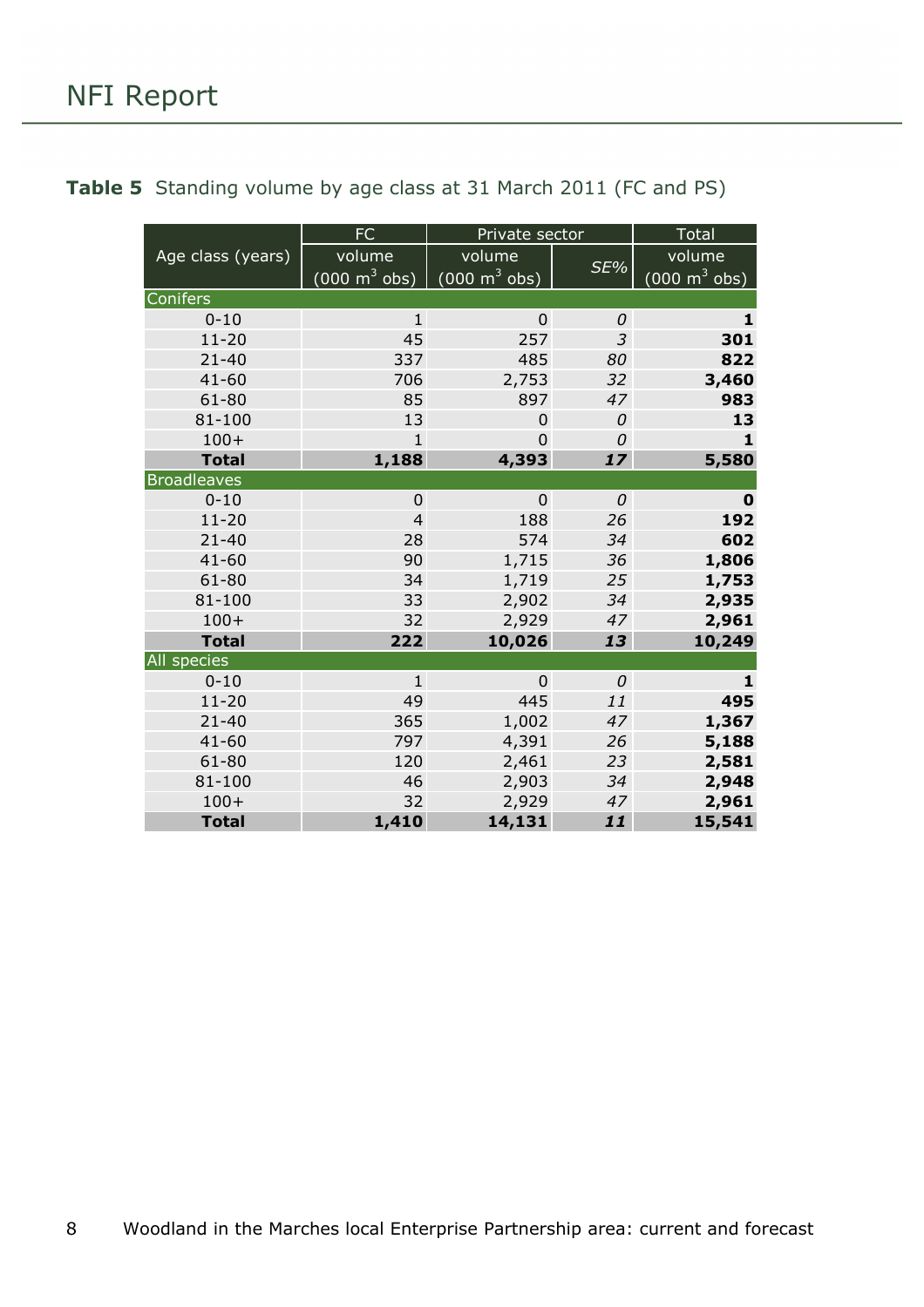**Table 5** Standing volume by age class at 31 March 2011 (FC and PS)

| Age class (years) | FC | Private sector | | Total |
|---|---|---|---|---|
| | volume (000 $m^3$ obs) | volume (000 $m^3$ obs) | *SE%* | volume (000 $m^3$ obs) |
| Conifers | | | | |
| 0-10 | 1 | 0 | *0* | **1** |
| 11-20 | 45 | 257 | *3* | **301** |
| 21-40 | 337 | 485 | *80* | **822** |
| 41-60 | 706 | 2,753 | *32* | **3,460** |
| 61-80 | 85 | 897 | *47* | **983** |
| 81-100 | 13 | 0 | *0* | **13** |
| 100+ | 1 | 0 | *0* | **1** |
| **Total** | **1,188** | **4,393** | ***17*** | **5,580** |
| Broadleaves | | | | |
| 0-10 | 0 | 0 | *0* | **0** |
| 11-20 | 4 | 188 | *26* | **192** |
| 21-40 | 28 | 574 | *34* | **602** |
| 41-60 | 90 | 1,715 | *36* | **1,806** |
| 61-80 | 34 | 1,719 | *25* | **1,753** |
| 81-100 | 33 | 2,902 | *34* | **2,935** |
| 100+ | 32 | 2,929 | *47* | **2,961** |
| **Total** | **222** | **10,026** | ***13*** | **10,249** |
| All species | | | | |
| 0-10 | 1 | 0 | *0* | **1** |
| 11-20 | 49 | 445 | *11* | **495** |
| 21-40 | 365 | 1,002 | *47* | **1,367** |
| 41-60 | 797 | 4,391 | *26* | **5,188** |
| 61-80 | 120 | 2,461 | *23* | **2,581** |
| 81-100 | 46 | 2,903 | *34* | **2,948** |
| 100+ | 32 | 2,929 | *47* | **2,961** |
| **Total** | **1,410** | **14,131** | ***11*** | **15,541** |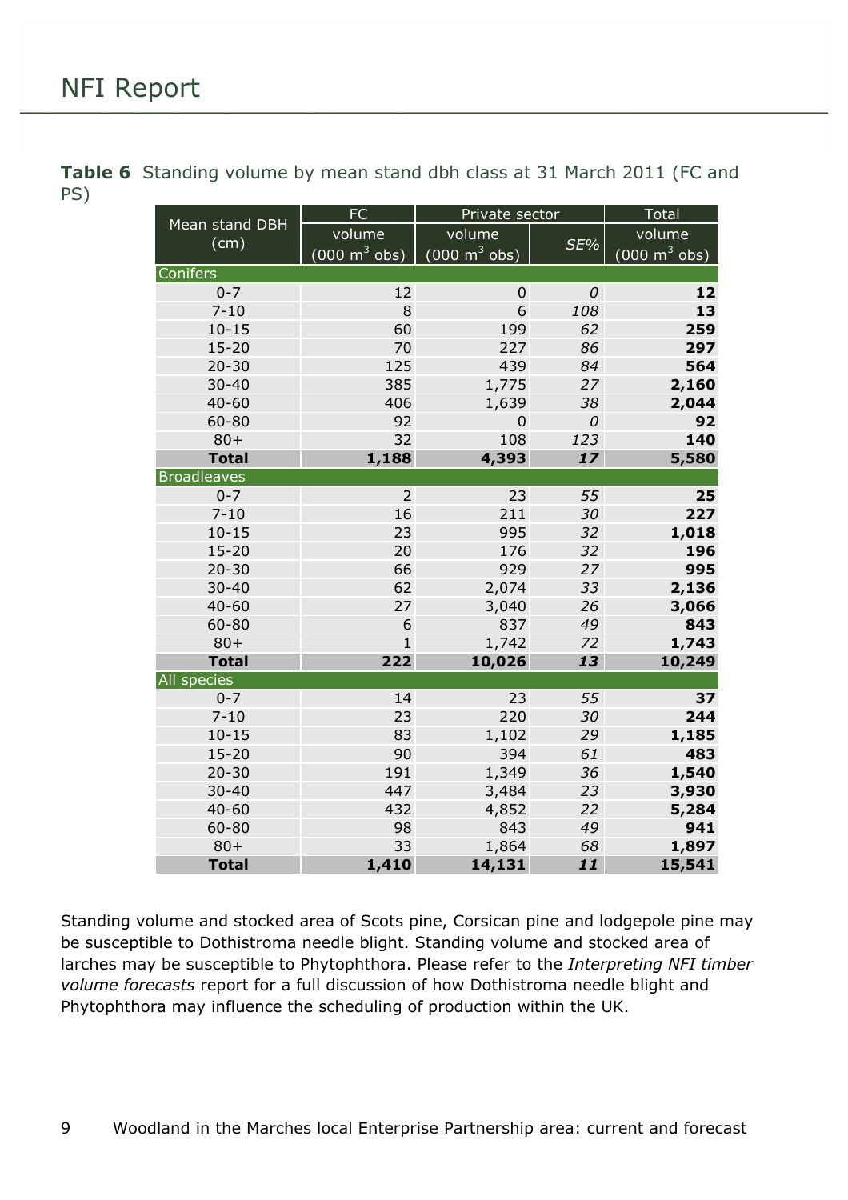**Table 6** Standing volume by mean stand dbh class at 31 March 2011 (FC and PS)

| Mean stand DBH (cm) | FC | Private sector | | Total |
|---|---|---|---|---|
| | volume (000 $m^3$ obs) | volume (000 $m^3$ obs) | *SE%* | volume (000 $m^3$ obs) |
| **Conifers** | | | | |
| 0-7 | 12 | 0 | *0* | **12** |
| 7-10 | 8 | 6 | *108* | **13** |
| 10-15 | 60 | 199 | *62* | **259** |
| 15-20 | 70 | 227 | *86* | **297** |
| 20-30 | 125 | 439 | *84* | **564** |
| 30-40 | 385 | 1,775 | *27* | **2,160** |
| 40-60 | 406 | 1,639 | *38* | **2,044** |
| 60-80 | 92 | 0 | *0* | **92** |
| 80+ | 32 | 108 | *123* | **140** |
| **Total** | **1,188** | **4,393** | ***17*** | **5,580** |
| **Broadleaves** | | | | |
| 0-7 | 2 | 23 | *55* | **25** |
| 7-10 | 16 | 211 | *30* | **227** |
| 10-15 | 23 | 995 | *32* | **1,018** |
| 15-20 | 20 | 176 | *32* | **196** |
| 20-30 | 66 | 929 | *27* | **995** |
| 30-40 | 62 | 2,074 | *33* | **2,136** |
| 40-60 | 27 | 3,040 | *26* | **3,066** |
| 60-80 | 6 | 837 | *49* | **843** |
| 80+ | 1 | 1,742 | *72* | **1,743** |
| **Total** | **222** | **10,026** | ***13*** | **10,249** |
| **All species** | | | | |
| 0-7 | 14 | 23 | *55* | **37** |
| 7-10 | 23 | 220 | *30* | **244** |
| 10-15 | 83 | 1,102 | *29* | **1,185** |
| 15-20 | 90 | 394 | *61* | **483** |
| 20-30 | 191 | 1,349 | *36* | **1,540** |
| 30-40 | 447 | 3,484 | *23* | **3,930** |
| 40-60 | 432 | 4,852 | *22* | **5,284** |
| 60-80 | 98 | 843 | *49* | **941** |
| 80+ | 33 | 1,864 | *68* | **1,897** |
| **Total** | **1,410** | **14,131** | ***11*** | **15,541** |

Standing volume and stocked area of Scots pine, Corsican pine and lodgepole pine may be susceptible to Dothistroma needle blight. Standing volume and stocked area of larches may be susceptible to Phytophthora. Please refer to the *Interpreting NFI timber volume forecasts* report for a full discussion of how Dothistroma needle blight and Phytophthora may influence the scheduling of production within the UK.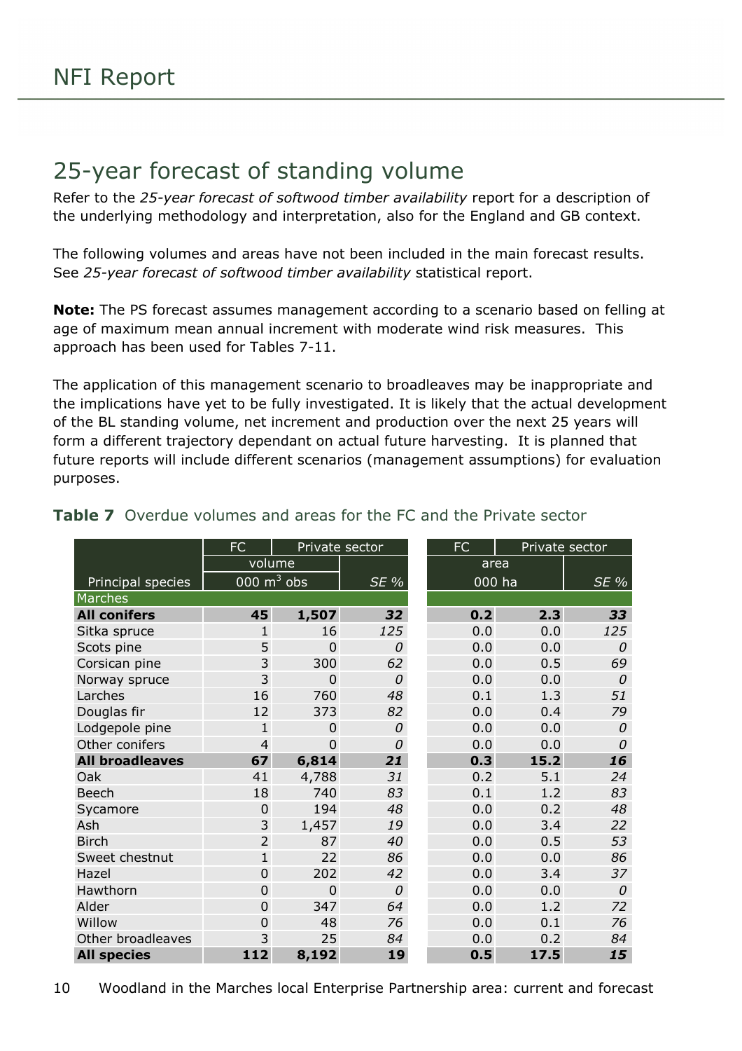# 25-year forecast of standing volume

Refer to the *25-year forecast of softwood timber availability* report for a description of the underlying methodology and interpretation, also for the England and GB context.

The following volumes and areas have not been included in the main forecast results. See *25-year forecast of softwood timber availability* statistical report.

**Note:** The PS forecast assumes management according to a scenario based on felling at age of maximum mean annual increment with moderate wind risk measures. This approach has been used for Tables 7-11.

The application of this management scenario to broadleaves may be inappropriate and the implications have yet to be fully investigated. It is likely that the actual development of the BL standing volume, net increment and production over the next 25 years will form a different trajectory dependant on actual future harvesting. It is planned that future reports will include different scenarios (management assumptions) for evaluation purposes.

**Table 7** Overdue volumes and areas for the FC and the Private sector

| | FC | Private sector | | FC | Private sector | |
|---|---|---|---|---|---|---|
| | volume | | | area | | |
| Principal species | 000 m$^3$ obs | | *SE %* | 000 ha | | *SE %* |
| Marches | | | | | | |
| **All conifers** | **45** | **1,507** | ***32*** | **0.2** | **2.3** | ***33*** |
| Sitka spruce | 1 | 16 | *125* | 0.0 | 0.0 | *125* |
| Scots pine | 5 | 0 | *0* | 0.0 | 0.0 | *0* |
| Corsican pine | 3 | 300 | *62* | 0.0 | 0.5 | *69* |
| Norway spruce | 3 | 0 | *0* | 0.0 | 0.0 | *0* |
| Larches | 16 | 760 | *48* | 0.1 | 1.3 | *51* |
| Douglas fir | 12 | 373 | *82* | 0.0 | 0.4 | *79* |
| Lodgepole pine | 1 | 0 | *0* | 0.0 | 0.0 | *0* |
| Other conifers | 4 | 0 | *0* | 0.0 | 0.0 | *0* |
| **All broadleaves** | **67** | **6,814** | ***21*** | **0.3** | **15.2** | ***16*** |
| Oak | 41 | 4,788 | *31* | 0.2 | 5.1 | *24* |
| Beech | 18 | 740 | *83* | 0.1 | 1.2 | *83* |
| Sycamore | 0 | 194 | *48* | 0.0 | 0.2 | *48* |
| Ash | 3 | 1,457 | *19* | 0.0 | 3.4 | *22* |
| Birch | 2 | 87 | *40* | 0.0 | 0.5 | *53* |
| Sweet chestnut | 1 | 22 | *86* | 0.0 | 0.0 | *86* |
| Hazel | 0 | 202 | *42* | 0.0 | 3.4 | *37* |
| Hawthorn | 0 | 0 | *0* | 0.0 | 0.0 | *0* |
| Alder | 0 | 347 | *64* | 0.0 | 1.2 | *72* |
| Willow | 0 | 48 | *76* | 0.0 | 0.1 | *76* |
| Other broadleaves | 3 | 25 | *84* | 0.0 | 0.2 | *84* |
| **All species** | **112** | **8,192** | ***19*** | **0.5** | **17.5** | ***15*** |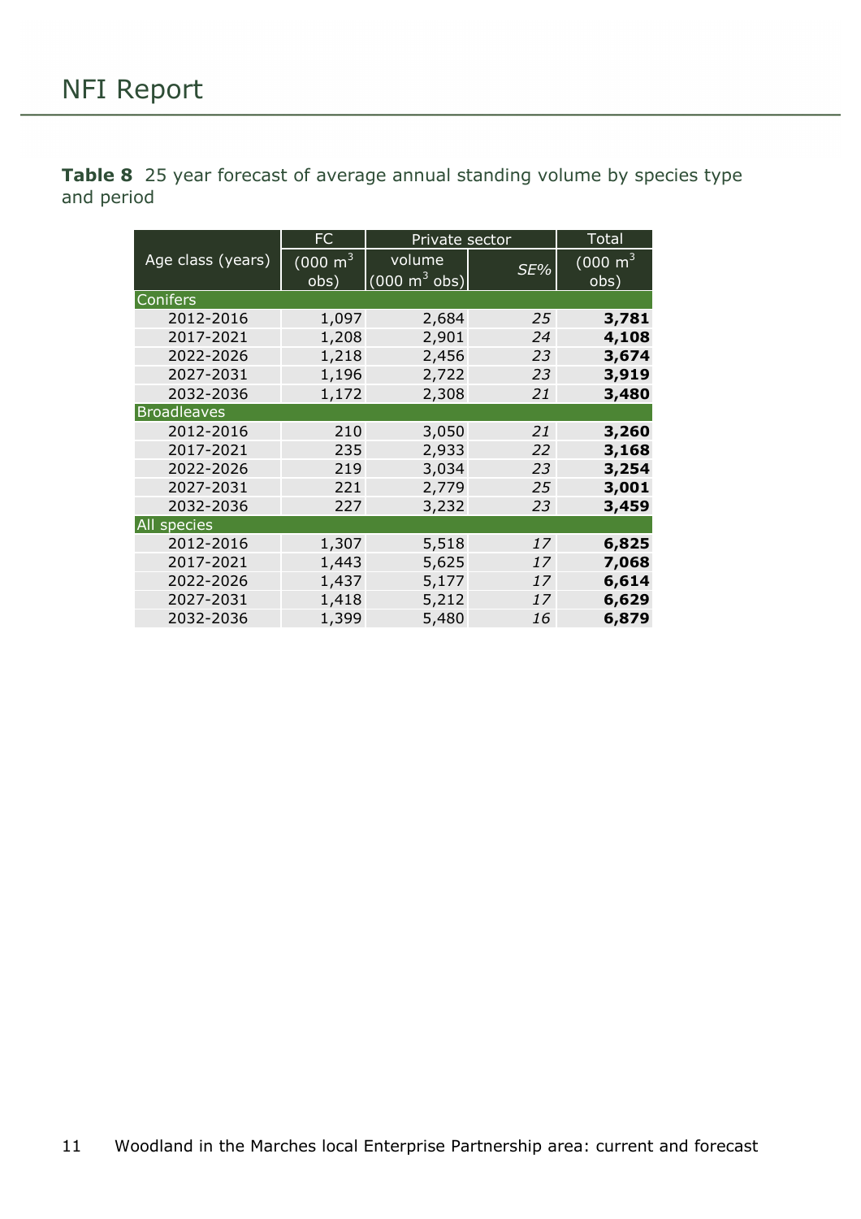**Table 8** 25 year forecast of average annual standing volume by species type and period

| Age class (years) | FC | Private sector | | Total |
|---|---|---|---|---|
| | (000 $m^3$ obs) | volume (000 $m^3$ obs) | *SE%* | (000 $m^3$ obs) |
| Conifers | | | | |
| 2012-2016 | 1,097 | 2,684 | *25* | **3,781** |
| 2017-2021 | 1,208 | 2,901 | *24* | **4,108** |
| 2022-2026 | 1,218 | 2,456 | *23* | **3,674** |
| 2027-2031 | 1,196 | 2,722 | *23* | **3,919** |
| 2032-2036 | 1,172 | 2,308 | *21* | **3,480** |
| Broadleaves | | | | |
| 2012-2016 | 210 | 3,050 | *21* | **3,260** |
| 2017-2021 | 235 | 2,933 | *22* | **3,168** |
| 2022-2026 | 219 | 3,034 | *23* | **3,254** |
| 2027-2031 | 221 | 2,779 | *25* | **3,001** |
| 2032-2036 | 227 | 3,232 | *23* | **3,459** |
| All species | | | | |
| 2012-2016 | 1,307 | 5,518 | *17* | **6,825** |
| 2017-2021 | 1,443 | 5,625 | *17* | **7,068** |
| 2022-2026 | 1,437 | 5,177 | *17* | **6,614** |
| 2027-2031 | 1,418 | 5,212 | *17* | **6,629** |
| 2032-2036 | 1,399 | 5,480 | *16* | **6,879** |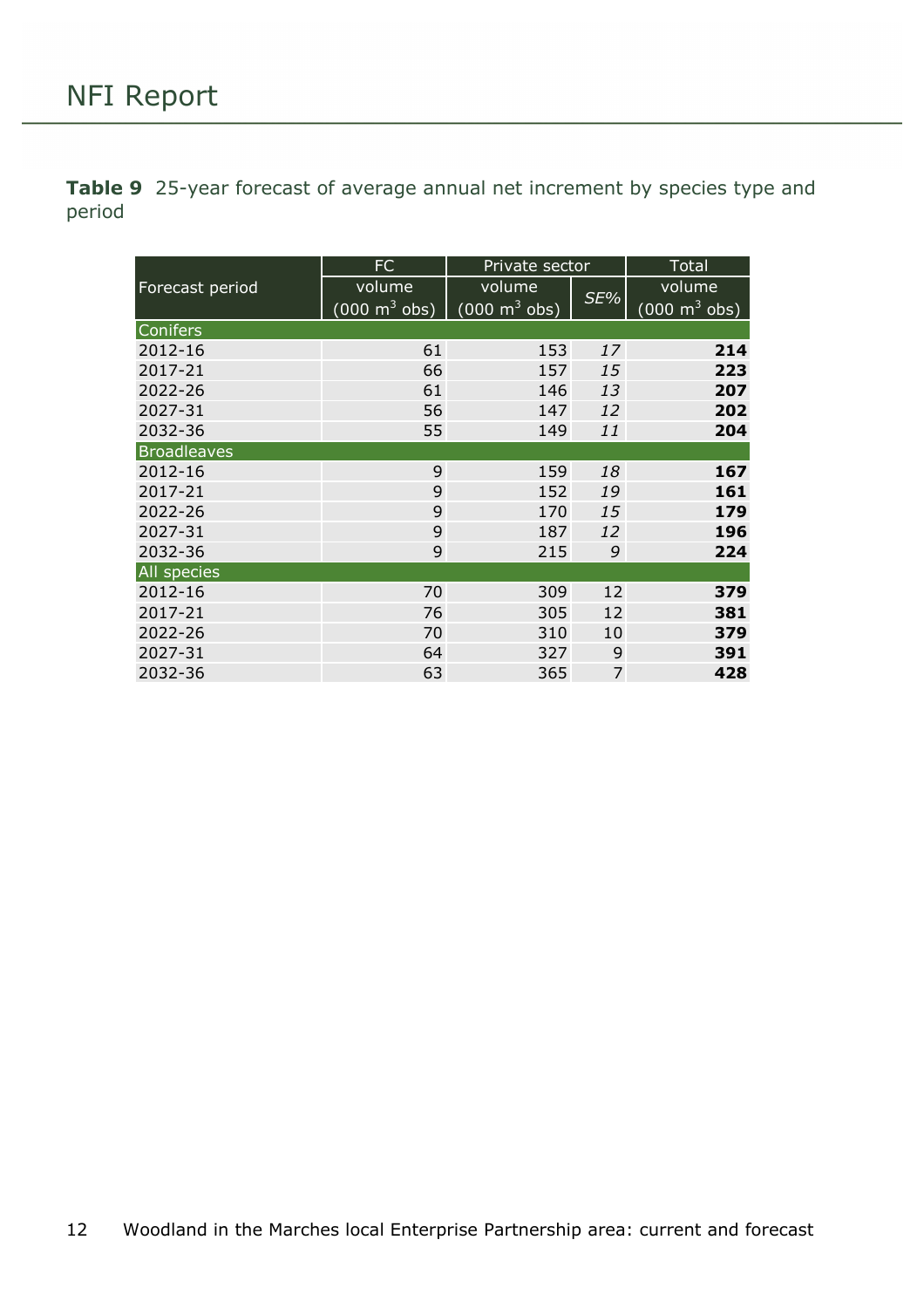**Table 9** 25-year forecast of average annual net increment by species type and period

| Forecast period | FC | Private sector | | Total |
|---|---|---|---|---|
| | volume (000 $m^3$ obs) | volume (000 $m^3$ obs) | *SE%* | volume (000 $m^3$ obs) |
| Conifers | | | | |
| 2012-16 | 61 | 153 | *17* | **214** |
| 2017-21 | 66 | 157 | *15* | **223** |
| 2022-26 | 61 | 146 | *13* | **207** |
| 2027-31 | 56 | 147 | *12* | **202** |
| 2032-36 | 55 | 149 | *11* | **204** |
| Broadleaves | | | | |
| 2012-16 | 9 | 159 | *18* | **167** |
| 2017-21 | 9 | 152 | *19* | **161** |
| 2022-26 | 9 | 170 | *15* | **179** |
| 2027-31 | 9 | 187 | *12* | **196** |
| 2032-36 | 9 | 215 | *9* | **224** |
| All species | | | | |
| 2012-16 | 70 | 309 | 12 | **379** |
| 2017-21 | 76 | 305 | 12 | **381** |
| 2022-26 | 70 | 310 | 10 | **379** |
| 2027-31 | 64 | 327 | 9 | **391** |
| 2032-36 | 63 | 365 | 7 | **428** |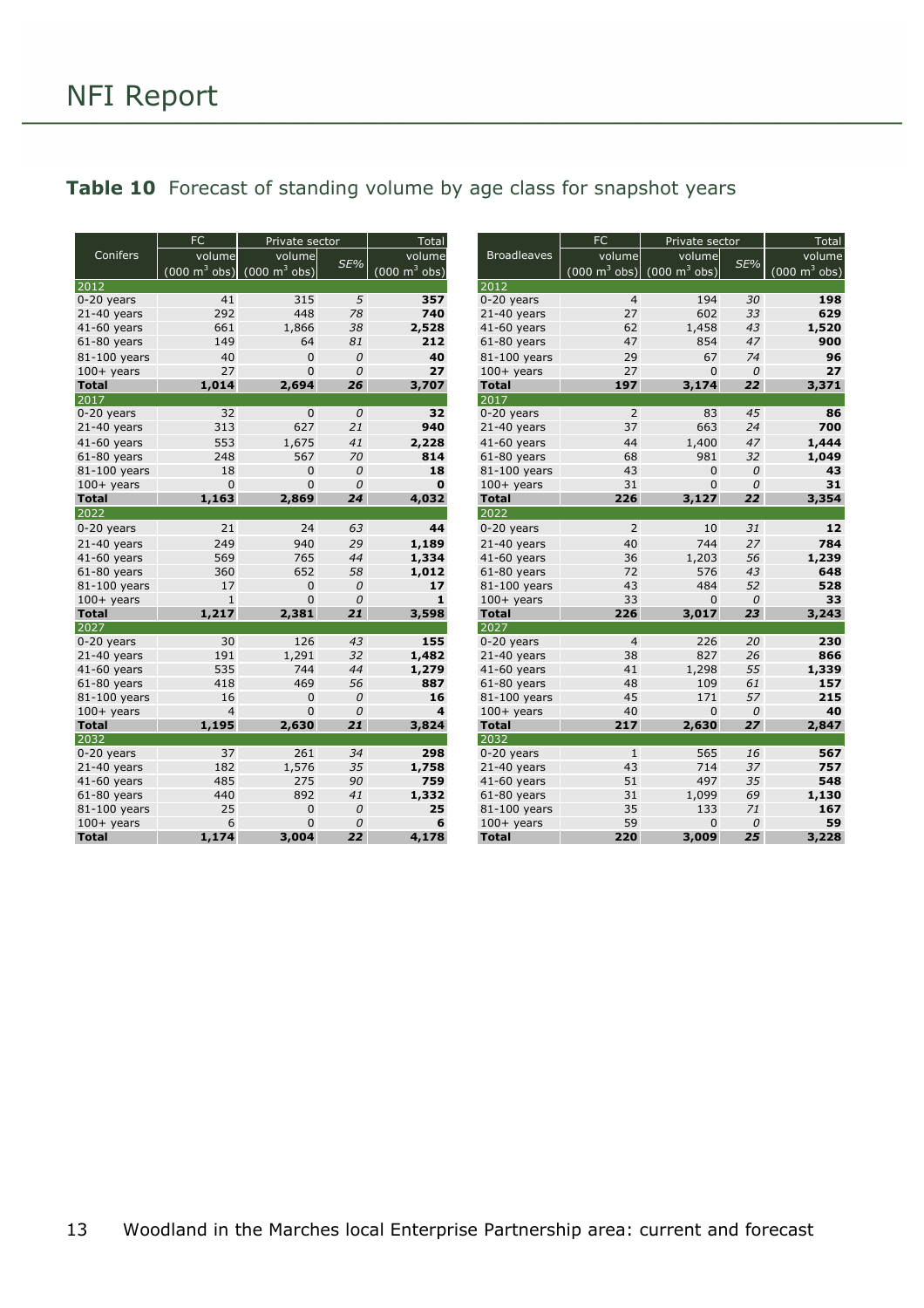**Table 10** Forecast of standing volume by age class for snapshot years

| Conifers | FC volume (000 m³ obs) | Private sector volume (000 m³ obs) | SE% | Total volume (000 m³ obs) |
|---|---|---|---|---|
| **2012** | | | | |
| 0-20 years | 41 | 315 | *5* | **357** |
| 21-40 years | 292 | 448 | *78* | **740** |
| 41-60 years | 661 | 1,866 | *38* | **2,528** |
| 61-80 years | 149 | 64 | *81* | **212** |
| 81-100 years | 40 | 0 | *0* | **40** |
| 100+ years | 27 | 0 | *0* | **27** |
| **Total** | **1,014** | **2,694** | ***26*** | **3,707** |
| **2017** | | | | |
| 0-20 years | 32 | 0 | *0* | **32** |
| 21-40 years | 313 | 627 | *21* | **940** |
| 41-60 years | 553 | 1,675 | *41* | **2,228** |
| 61-80 years | 248 | 567 | *70* | **814** |
| 81-100 years | 18 | 0 | *0* | **18** |
| 100+ years | 0 | 0 | *0* | **0** |
| **Total** | **1,163** | **2,869** | ***24*** | **4,032** |
| **2022** | | | | |
| 0-20 years | 21 | 24 | *63* | **44** |
| 21-40 years | 249 | 940 | *29* | **1,189** |
| 41-60 years | 569 | 765 | *44* | **1,334** |
| 61-80 years | 360 | 652 | *58* | **1,012** |
| 81-100 years | 17 | 0 | *0* | **17** |
| 100+ years | 1 | 0 | *0* | **1** |
| **Total** | **1,217** | **2,381** | ***21*** | **3,598** |
| **2027** | | | | |
| 0-20 years | 30 | 126 | *43* | **155** |
| 21-40 years | 191 | 1,291 | *32* | **1,482** |
| 41-60 years | 535 | 744 | *44* | **1,279** |
| 61-80 years | 418 | 469 | *56* | **887** |
| 81-100 years | 16 | 0 | *0* | **16** |
| 100+ years | 4 | 0 | *0* | **4** |
| **Total** | **1,195** | **2,630** | ***21*** | **3,824** |
| **2032** | | | | |
| 0-20 years | 37 | 261 | *34* | **298** |
| 21-40 years | 182 | 1,576 | *35* | **1,758** |
| 41-60 years | 485 | 275 | *90* | **759** |
| 61-80 years | 440 | 892 | *41* | **1,332** |
| 81-100 years | 25 | 0 | *0* | **25** |
| 100+ years | 6 | 0 | *0* | **6** |
| **Total** | **1,174** | **3,004** | ***22*** | **4,178** |

| Broadleaves | FC volume (000 m³ obs) | Private sector volume (000 m³ obs) | SE% | Total volume (000 m³ obs) |
|---|---|---|---|---|
| **2012** | | | | |
| 0-20 years | 4 | 194 | *30* | **198** |
| 21-40 years | 27 | 602 | *33* | **629** |
| 41-60 years | 62 | 1,458 | *43* | **1,520** |
| 61-80 years | 47 | 854 | *47* | **900** |
| 81-100 years | 29 | 67 | *74* | **96** |
| 100+ years | 27 | 0 | *0* | **27** |
| **Total** | **197** | **3,174** | ***22*** | **3,371** |
| **2017** | | | | |
| 0-20 years | 2 | 83 | *45* | **86** |
| 21-40 years | 37 | 663 | *24* | **700** |
| 41-60 years | 44 | 1,400 | *47* | **1,444** |
| 61-80 years | 68 | 981 | *32* | **1,049** |
| 81-100 years | 43 | 0 | *0* | **43** |
| 100+ years | 31 | 0 | *0* | **31** |
| **Total** | **226** | **3,127** | ***22*** | **3,354** |
| **2022** | | | | |
| 0-20 years | 2 | 10 | *31* | **12** |
| 21-40 years | 40 | 744 | *27* | **784** |
| 41-60 years | 36 | 1,203 | *56* | **1,239** |
| 61-80 years | 72 | 576 | *43* | **648** |
| 81-100 years | 43 | 484 | *52* | **528** |
| 100+ years | 33 | 0 | *0* | **33** |
| **Total** | **226** | **3,017** | ***23*** | **3,243** |
| **2027** | | | | |
| 0-20 years | 4 | 226 | *20* | **230** |
| 21-40 years | 38 | 827 | *26* | **866** |
| 41-60 years | 41 | 1,298 | *55* | **1,339** |
| 61-80 years | 48 | 109 | *61* | **157** |
| 81-100 years | 45 | 171 | *57* | **215** |
| 100+ years | 40 | 0 | *0* | **40** |
| **Total** | **217** | **2,630** | ***27*** | **2,847** |
| **2032** | | | | |
| 0-20 years | 1 | 565 | *16* | **567** |
| 21-40 years | 43 | 714 | *37* | **757** |
| 41-60 years | 51 | 497 | *35* | **548** |
| 61-80 years | 31 | 1,099 | *69* | **1,130** |
| 81-100 years | 35 | 133 | *71* | **167** |
| 100+ years | 59 | 0 | *0* | **59** |
| **Total** | **220** | **3,009** | ***25*** | **3,228** |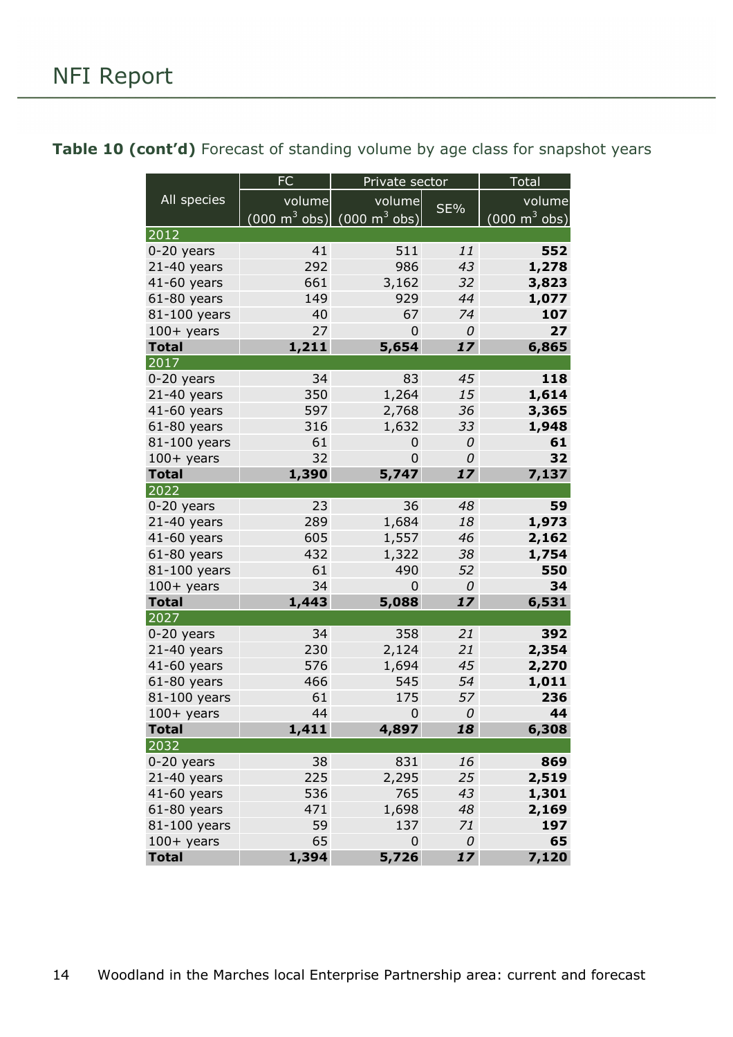**Table 10 (cont'd)** Forecast of standing volume by age class for snapshot years

| All species | FC | Private sector | | Total |
|---|---|---|---|---|
| | volume (000 $m^3$ obs) | volume (000 $m^3$ obs) | SE% | volume (000 $m^3$ obs) |
| **2012** | | | | |
| 0-20 years | 41 | 511 | *11* | **552** |
| 21-40 years | 292 | 986 | *43* | **1,278** |
| 41-60 years | 661 | 3,162 | *32* | **3,823** |
| 61-80 years | 149 | 929 | *44* | **1,077** |
| 81-100 years | 40 | 67 | *74* | **107** |
| 100+ years | 27 | 0 | *0* | **27** |
| **Total** | **1,211** | **5,654** | ***17*** | **6,865** |
| **2017** | | | | |
| 0-20 years | 34 | 83 | *45* | **118** |
| 21-40 years | 350 | 1,264 | *15* | **1,614** |
| 41-60 years | 597 | 2,768 | *36* | **3,365** |
| 61-80 years | 316 | 1,632 | *33* | **1,948** |
| 81-100 years | 61 | 0 | *0* | **61** |
| 100+ years | 32 | 0 | *0* | **32** |
| **Total** | **1,390** | **5,747** | ***17*** | **7,137** |
| **2022** | | | | |
| 0-20 years | 23 | 36 | *48* | **59** |
| 21-40 years | 289 | 1,684 | *18* | **1,973** |
| 41-60 years | 605 | 1,557 | *46* | **2,162** |
| 61-80 years | 432 | 1,322 | *38* | **1,754** |
| 81-100 years | 61 | 490 | *52* | **550** |
| 100+ years | 34 | 0 | *0* | **34** |
| **Total** | **1,443** | **5,088** | ***17*** | **6,531** |
| **2027** | | | | |
| 0-20 years | 34 | 358 | *21* | **392** |
| 21-40 years | 230 | 2,124 | *21* | **2,354** |
| 41-60 years | 576 | 1,694 | *45* | **2,270** |
| 61-80 years | 466 | 545 | *54* | **1,011** |
| 81-100 years | 61 | 175 | *57* | **236** |
| 100+ years | 44 | 0 | *0* | **44** |
| **Total** | **1,411** | **4,897** | ***18*** | **6,308** |
| **2032** | | | | |
| 0-20 years | 38 | 831 | *16* | **869** |
| 21-40 years | 225 | 2,295 | *25* | **2,519** |
| 41-60 years | 536 | 765 | *43* | **1,301** |
| 61-80 years | 471 | 1,698 | *48* | **2,169** |
| 81-100 years | 59 | 137 | *71* | **197** |
| 100+ years | 65 | 0 | *0* | **65** |
| **Total** | **1,394** | **5,726** | ***17*** | **7,120** |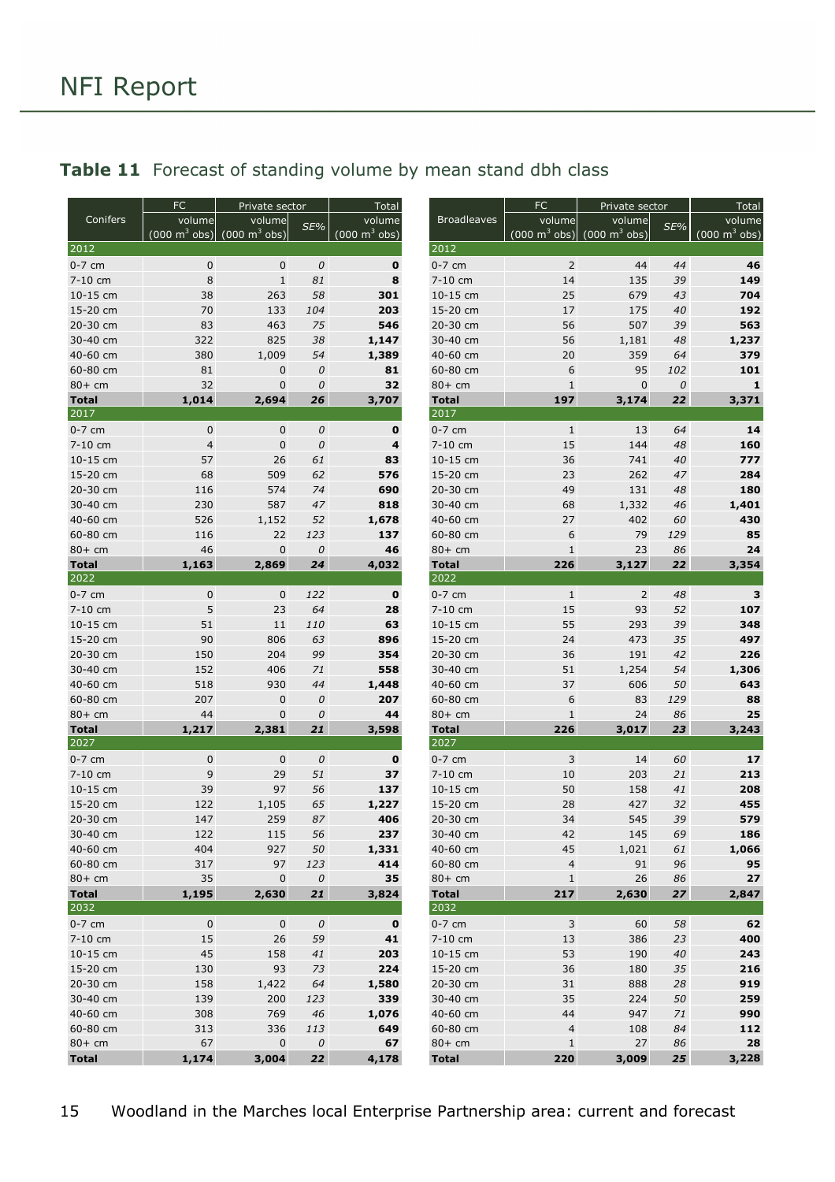**Table 11** Forecast of standing volume by mean stand dbh class

| Conifers | FC volume (000 $m^3$ obs) | Private sector volume (000 $m^3$ obs) | Private sector SE% | Total volume (000 $m^3$ obs) |
|---|---|---|---|---|
| **2012** | | | | |
| 0-7 cm | 0 | 0 | *0* | **0** |
| 7-10 cm | 8 | 1 | *81* | **8** |
| 10-15 cm | 38 | 263 | *58* | **301** |
| 15-20 cm | 70 | 133 | *104* | **203** |
| 20-30 cm | 83 | 463 | *75* | **546** |
| 30-40 cm | 322 | 825 | *38* | **1,147** |
| 40-60 cm | 380 | 1,009 | *54* | **1,389** |
| 60-80 cm | 81 | 0 | *0* | **81** |
| 80+ cm | 32 | 0 | *0* | **32** |
| **Total** | **1,014** | **2,694** | **26** | **3,707** |
| **2017** | | | | |
| 0-7 cm | 0 | 0 | *0* | **0** |
| 7-10 cm | 4 | 0 | *0* | **4** |
| 10-15 cm | 57 | 26 | *61* | **83** |
| 15-20 cm | 68 | 509 | *62* | **576** |
| 20-30 cm | 116 | 574 | *74* | **690** |
| 30-40 cm | 230 | 587 | *47* | **818** |
| 40-60 cm | 526 | 1,152 | *52* | **1,678** |
| 60-80 cm | 116 | 22 | *123* | **137** |
| 80+ cm | 46 | 0 | *0* | **46** |
| **Total** | **1,163** | **2,869** | **24** | **4,032** |
| **2022** | | | | |
| 0-7 cm | 0 | 0 | *122* | **0** |
| 7-10 cm | 5 | 23 | *64* | **28** |
| 10-15 cm | 51 | 11 | *110* | **63** |
| 15-20 cm | 90 | 806 | *63* | **896** |
| 20-30 cm | 150 | 204 | *99* | **354** |
| 30-40 cm | 152 | 406 | *71* | **558** |
| 40-60 cm | 518 | 930 | *44* | **1,448** |
| 60-80 cm | 207 | 0 | *0* | **207** |
| 80+ cm | 44 | 0 | *0* | **44** |
| **Total** | **1,217** | **2,381** | **21** | **3,598** |
| **2027** | | | | |
| 0-7 cm | 0 | 0 | *0* | **0** |
| 7-10 cm | 9 | 29 | *51* | **37** |
| 10-15 cm | 39 | 97 | *56* | **137** |
| 15-20 cm | 122 | 1,105 | *65* | **1,227** |
| 20-30 cm | 147 | 259 | *87* | **406** |
| 30-40 cm | 122 | 115 | *56* | **237** |
| 40-60 cm | 404 | 927 | *50* | **1,331** |
| 60-80 cm | 317 | 97 | *123* | **414** |
| 80+ cm | 35 | 0 | *0* | **35** |
| **Total** | **1,195** | **2,630** | **21** | **3,824** |
| **2032** | | | | |
| 0-7 cm | 0 | 0 | *0* | **0** |
| 7-10 cm | 15 | 26 | *59* | **41** |
| 10-15 cm | 45 | 158 | *41* | **203** |
| 15-20 cm | 130 | 93 | *73* | **224** |
| 20-30 cm | 158 | 1,422 | *64* | **1,580** |
| 30-40 cm | 139 | 200 | *123* | **339** |
| 40-60 cm | 308 | 769 | *46* | **1,076** |
| 60-80 cm | 313 | 336 | *113* | **649** |
| 80+ cm | 67 | 0 | *0* | **67** |
| **Total** | **1,174** | **3,004** | **22** | **4,178** |

| Broadleaves | FC volume (000 $m^3$ obs) | Private sector volume (000 $m^3$ obs) | Private sector SE% | Total volume (000 $m^3$ obs) |
|---|---|---|---|---|
| **2012** | | | | |
| 0-7 cm | 2 | 44 | *44* | **46** |
| 7-10 cm | 14 | 135 | *39* | **149** |
| 10-15 cm | 25 | 679 | *43* | **704** |
| 15-20 cm | 17 | 175 | *40* | **192** |
| 20-30 cm | 56 | 507 | *39* | **563** |
| 30-40 cm | 56 | 1,181 | *48* | **1,237** |
| 40-60 cm | 20 | 359 | *64* | **379** |
| 60-80 cm | 6 | 95 | *102* | **101** |
| 80+ cm | 1 | 0 | *0* | **1** |
| **Total** | **197** | **3,174** | **22** | **3,371** |
| **2017** | | | | |
| 0-7 cm | 1 | 13 | *64* | **14** |
| 7-10 cm | 15 | 144 | *48* | **160** |
| 10-15 cm | 36 | 741 | *40* | **777** |
| 15-20 cm | 23 | 262 | *47* | **284** |
| 20-30 cm | 49 | 131 | *48* | **180** |
| 30-40 cm | 68 | 1,332 | *46* | **1,401** |
| 40-60 cm | 27 | 402 | *60* | **430** |
| 60-80 cm | 6 | 79 | *129* | **85** |
| 80+ cm | 1 | 23 | *86* | **24** |
| **Total** | **226** | **3,127** | **22** | **3,354** |
| **2022** | | | | |
| 0-7 cm | 1 | 2 | *48* | **3** |
| 7-10 cm | 15 | 93 | *52* | **107** |
| 10-15 cm | 55 | 293 | *39* | **348** |
| 15-20 cm | 24 | 473 | *35* | **497** |
| 20-30 cm | 36 | 191 | *42* | **226** |
| 30-40 cm | 51 | 1,254 | *54* | **1,306** |
| 40-60 cm | 37 | 606 | *50* | **643** |
| 60-80 cm | 6 | 83 | *129* | **88** |
| 80+ cm | 1 | 24 | *86* | **25** |
| **Total** | **226** | **3,017** | **23** | **3,243** |
| **2027** | | | | |
| 0-7 cm | 3 | 14 | *60* | **17** |
| 7-10 cm | 10 | 203 | *21* | **213** |
| 10-15 cm | 50 | 158 | *41* | **208** |
| 15-20 cm | 28 | 427 | *32* | **455** |
| 20-30 cm | 34 | 545 | *39* | **579** |
| 30-40 cm | 42 | 145 | *69* | **186** |
| 40-60 cm | 45 | 1,021 | *61* | **1,066** |
| 60-80 cm | 4 | 91 | *96* | **95** |
| 80+ cm | 1 | 26 | *86* | **27** |
| **Total** | **217** | **2,630** | **27** | **2,847** |
| **2032** | | | | |
| 0-7 cm | 3 | 60 | *58* | **62** |
| 7-10 cm | 13 | 386 | *23* | **400** |
| 10-15 cm | 53 | 190 | *40* | **243** |
| 15-20 cm | 36 | 180 | *35* | **216** |
| 20-30 cm | 31 | 888 | *28* | **919** |
| 30-40 cm | 35 | 224 | *50* | **259** |
| 40-60 cm | 44 | 947 | *71* | **990** |
| 60-80 cm | 4 | 108 | *84* | **112** |
| 80+ cm | 1 | 27 | *86* | **28** |
| **Total** | **220** | **3,009** | **25** | **3,228** |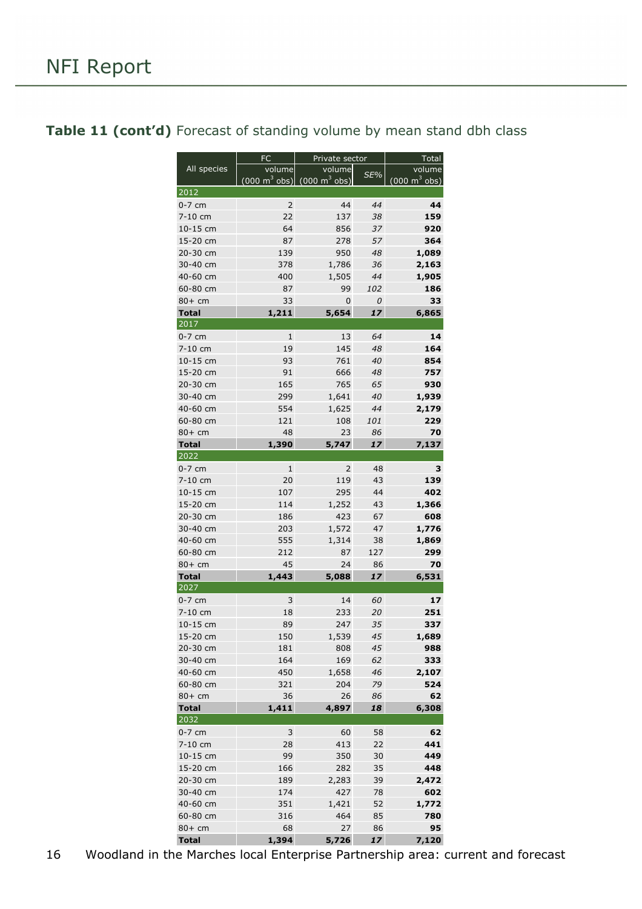**Table 11 (cont'd)** Forecast of standing volume by mean stand dbh class

| All species | FC | Private sector | | Total |
|---|---|---|---|---|
| | volume (000 $m^3$ obs) | volume (000 $m^3$ obs) | *SE%* | volume (000 $m^3$ obs) |
| **2012** | | | | |
| 0-7 cm | 2 | 44 | *44* | **44** |
| 7-10 cm | 22 | 137 | *38* | **159** |
| 10-15 cm | 64 | 856 | *37* | **920** |
| 15-20 cm | 87 | 278 | *57* | **364** |
| 20-30 cm | 139 | 950 | *48* | **1,089** |
| 30-40 cm | 378 | 1,786 | *36* | **2,163** |
| 40-60 cm | 400 | 1,505 | *44* | **1,905** |
| 60-80 cm | 87 | 99 | *102* | **186** |
| 80+ cm | 33 | 0 | *0* | **33** |
| **Total** | **1,211** | **5,654** | ***17*** | **6,865** |
| **2017** | | | | |
| 0-7 cm | 1 | 13 | *64* | **14** |
| 7-10 cm | 19 | 145 | *48* | **164** |
| 10-15 cm | 93 | 761 | *40* | **854** |
| 15-20 cm | 91 | 666 | *48* | **757** |
| 20-30 cm | 165 | 765 | *65* | **930** |
| 30-40 cm | 299 | 1,641 | *40* | **1,939** |
| 40-60 cm | 554 | 1,625 | *44* | **2,179** |
| 60-80 cm | 121 | 108 | *101* | **229** |
| 80+ cm | 48 | 23 | *86* | **70** |
| **Total** | **1,390** | **5,747** | ***17*** | **7,137** |
| **2022** | | | | |
| 0-7 cm | 1 | 2 | 48 | **3** |
| 7-10 cm | 20 | 119 | 43 | **139** |
| 10-15 cm | 107 | 295 | 44 | **402** |
| 15-20 cm | 114 | 1,252 | 43 | **1,366** |
| 20-30 cm | 186 | 423 | 67 | **608** |
| 30-40 cm | 203 | 1,572 | 47 | **1,776** |
| 40-60 cm | 555 | 1,314 | 38 | **1,869** |
| 60-80 cm | 212 | 87 | 127 | **299** |
| 80+ cm | 45 | 24 | 86 | **70** |
| **Total** | **1,443** | **5,088** | ***17*** | **6,531** |
| **2027** | | | | |
| 0-7 cm | 3 | 14 | *60* | **17** |
| 7-10 cm | 18 | 233 | *20* | **251** |
| 10-15 cm | 89 | 247 | *35* | **337** |
| 15-20 cm | 150 | 1,539 | *45* | **1,689** |
| 20-30 cm | 181 | 808 | *45* | **988** |
| 30-40 cm | 164 | 169 | *62* | **333** |
| 40-60 cm | 450 | 1,658 | *46* | **2,107** |
| 60-80 cm | 321 | 204 | *79* | **524** |
| 80+ cm | 36 | 26 | *86* | **62** |
| **Total** | **1,411** | **4,897** | ***18*** | **6,308** |
| **2032** | | | | |
| 0-7 cm | 3 | 60 | 58 | **62** |
| 7-10 cm | 28 | 413 | 22 | **441** |
| 10-15 cm | 99 | 350 | 30 | **449** |
| 15-20 cm | 166 | 282 | 35 | **448** |
| 20-30 cm | 189 | 2,283 | 39 | **2,472** |
| 30-40 cm | 174 | 427 | 78 | **602** |
| 40-60 cm | 351 | 1,421 | 52 | **1,772** |
| 60-80 cm | 316 | 464 | 85 | **780** |
| 80+ cm | 68 | 27 | 86 | **95** |
| **Total** | **1,394** | **5,726** | ***17*** | **7,120** |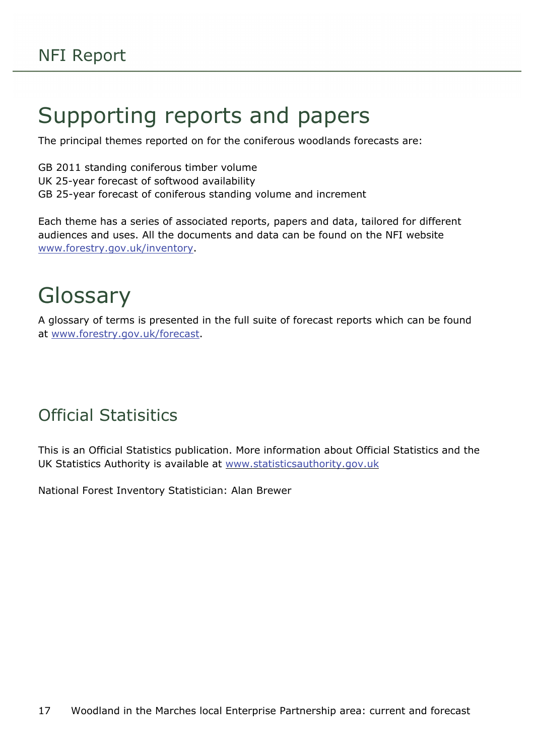# Supporting reports and papers

The principal themes reported on for the coniferous woodlands forecasts are:

GB 2011 standing coniferous timber volume
UK 25-year forecast of softwood availability
GB 25-year forecast of coniferous standing volume and increment

Each theme has a series of associated reports, papers and data, tailored for different audiences and uses. All the documents and data can be found on the NFI website www.forestry.gov.uk/inventory.

# Glossary

A glossary of terms is presented in the full suite of forecast reports which can be found at www.forestry.gov.uk/forecast.

## Official Statisitics

This is an Official Statistics publication. More information about Official Statistics and the UK Statistics Authority is available at www.statisticsauthority.gov.uk

National Forest Inventory Statistician: Alan Brewer